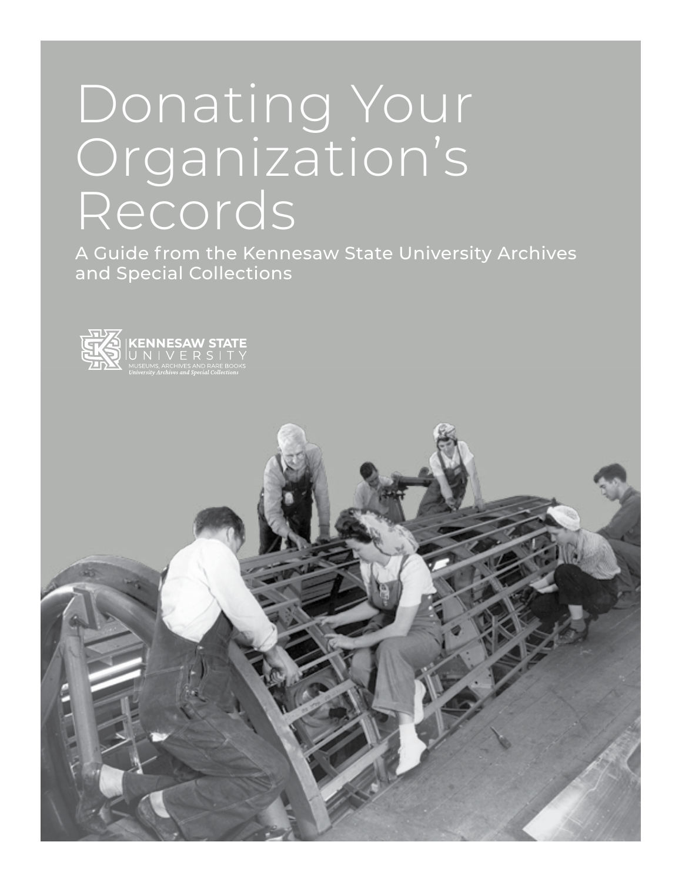# Donating Your Organization's Records

A Guide from the Kennesaw State University Archives and Special Collections

KENNESAW STATE UNIVERSITY
MUSEUMS, ARCHIVES AND RARE BOOKS
*University Archives and Special Collections*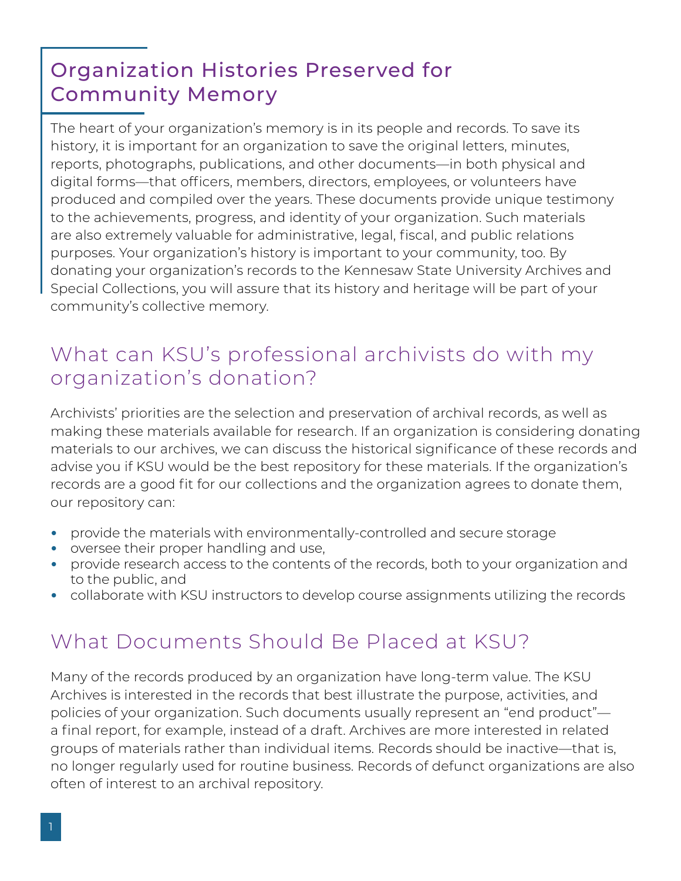## Organization Histories Preserved for Community Memory

The heart of your organization's memory is in its people and records. To save its history, it is important for an organization to save the original letters, minutes, reports, photographs, publications, and other documents—in both physical and digital forms—that officers, members, directors, employees, or volunteers have produced and compiled over the years. These documents provide unique testimony to the achievements, progress, and identity of your organization. Such materials are also extremely valuable for administrative, legal, fiscal, and public relations purposes. Your organization's history is important to your community, too. By donating your organization's records to the Kennesaw State University Archives and Special Collections, you will assure that its history and heritage will be part of your community's collective memory.

## What can KSU's professional archivists do with my organization's donation?

Archivists' priorities are the selection and preservation of archival records, as well as making these materials available for research. If an organization is considering donating materials to our archives, we can discuss the historical significance of these records and advise you if KSU would be the best repository for these materials. If the organization's records are a good fit for our collections and the organization agrees to donate them, our repository can:

- provide the materials with environmentally-controlled and secure storage
- oversee their proper handling and use,
- provide research access to the contents of the records, both to your organization and to the public, and
- collaborate with KSU instructors to develop course assignments utilizing the records

## What Documents Should Be Placed at KSU?

Many of the records produced by an organization have long-term value. The KSU Archives is interested in the records that best illustrate the purpose, activities, and policies of your organization. Such documents usually represent an "end product"—a final report, for example, instead of a draft. Archives are more interested in related groups of materials rather than individual items. Records should be inactive—that is, no longer regularly used for routine business. Records of defunct organizations are also often of interest to an archival repository.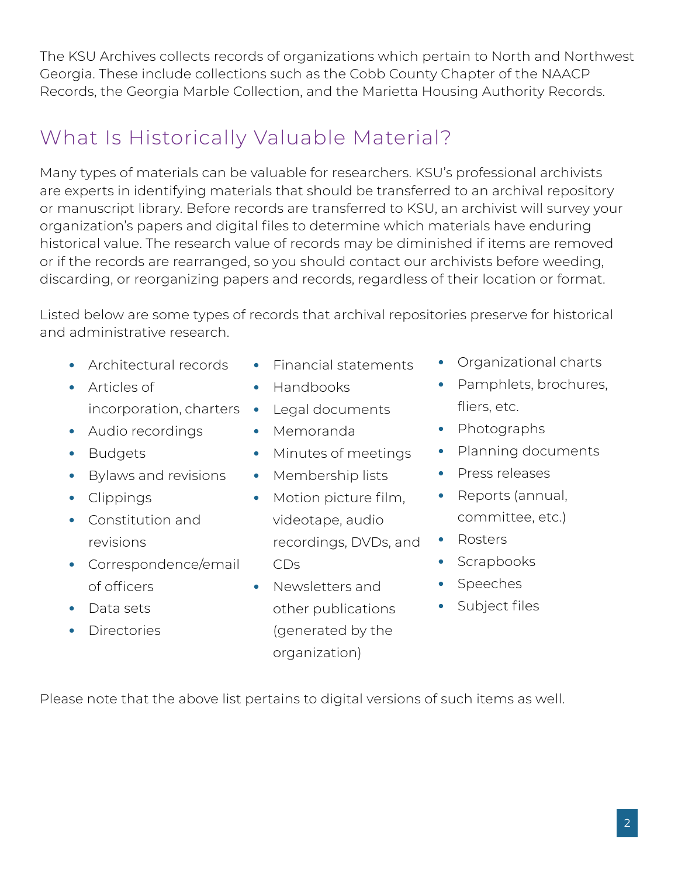The KSU Archives collects records of organizations which pertain to North and Northwest Georgia. These include collections such as the Cobb County Chapter of the NAACP Records, the Georgia Marble Collection, and the Marietta Housing Authority Records.

## What Is Historically Valuable Material?

Many types of materials can be valuable for researchers. KSU's professional archivists are experts in identifying materials that should be transferred to an archival repository or manuscript library. Before records are transferred to KSU, an archivist will survey your organization's papers and digital files to determine which materials have enduring historical value. The research value of records may be diminished if items are removed or if the records are rearranged, so you should contact our archivists before weeding, discarding, or reorganizing papers and records, regardless of their location or format.

Listed below are some types of records that archival repositories preserve for historical and administrative research.

- Architectural records
- Articles of incorporation, charters
- Audio recordings
- Budgets
- Bylaws and revisions
- Clippings
- Constitution and revisions
- Correspondence/email of officers
- Data sets
- Directories
- Financial statements
- Handbooks
- Legal documents
- Memoranda
- Minutes of meetings
- Membership lists
- Motion picture film, videotape, audio recordings, DVDs, and CDs
- Newsletters and other publications (generated by the organization)
- Organizational charts
- Pamphlets, brochures, fliers, etc.
- Photographs
- Planning documents
- Press releases
- Reports (annual, committee, etc.)
- Rosters
- Scrapbooks
- Speeches
- Subject files

Please note that the above list pertains to digital versions of such items as well.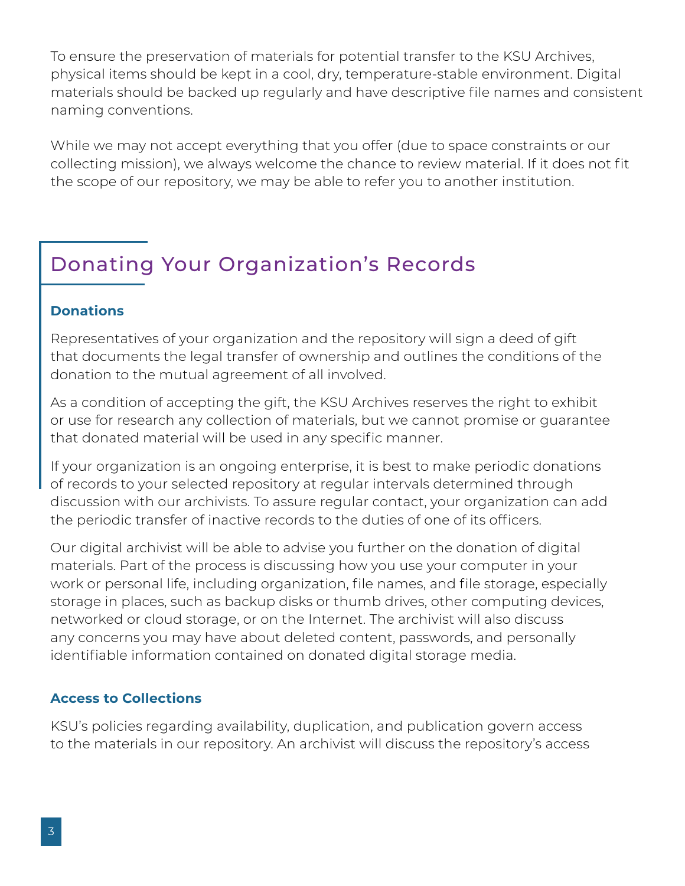To ensure the preservation of materials for potential transfer to the KSU Archives, physical items should be kept in a cool, dry, temperature-stable environment. Digital materials should be backed up regularly and have descriptive file names and consistent naming conventions.

While we may not accept everything that you offer (due to space constraints or our collecting mission), we always welcome the chance to review material. If it does not fit the scope of our repository, we may be able to refer you to another institution.

## Donating Your Organization's Records

### Donations

Representatives of your organization and the repository will sign a deed of gift that documents the legal transfer of ownership and outlines the conditions of the donation to the mutual agreement of all involved.

As a condition of accepting the gift, the KSU Archives reserves the right to exhibit or use for research any collection of materials, but we cannot promise or guarantee that donated material will be used in any specific manner.

If your organization is an ongoing enterprise, it is best to make periodic donations of records to your selected repository at regular intervals determined through discussion with our archivists. To assure regular contact, your organization can add the periodic transfer of inactive records to the duties of one of its officers.

Our digital archivist will be able to advise you further on the donation of digital materials. Part of the process is discussing how you use your computer in your work or personal life, including organization, file names, and file storage, especially storage in places, such as backup disks or thumb drives, other computing devices, networked or cloud storage, or on the Internet. The archivist will also discuss any concerns you may have about deleted content, passwords, and personally identifiable information contained on donated digital storage media.

### Access to Collections

KSU's policies regarding availability, duplication, and publication govern access to the materials in our repository. An archivist will discuss the repository's access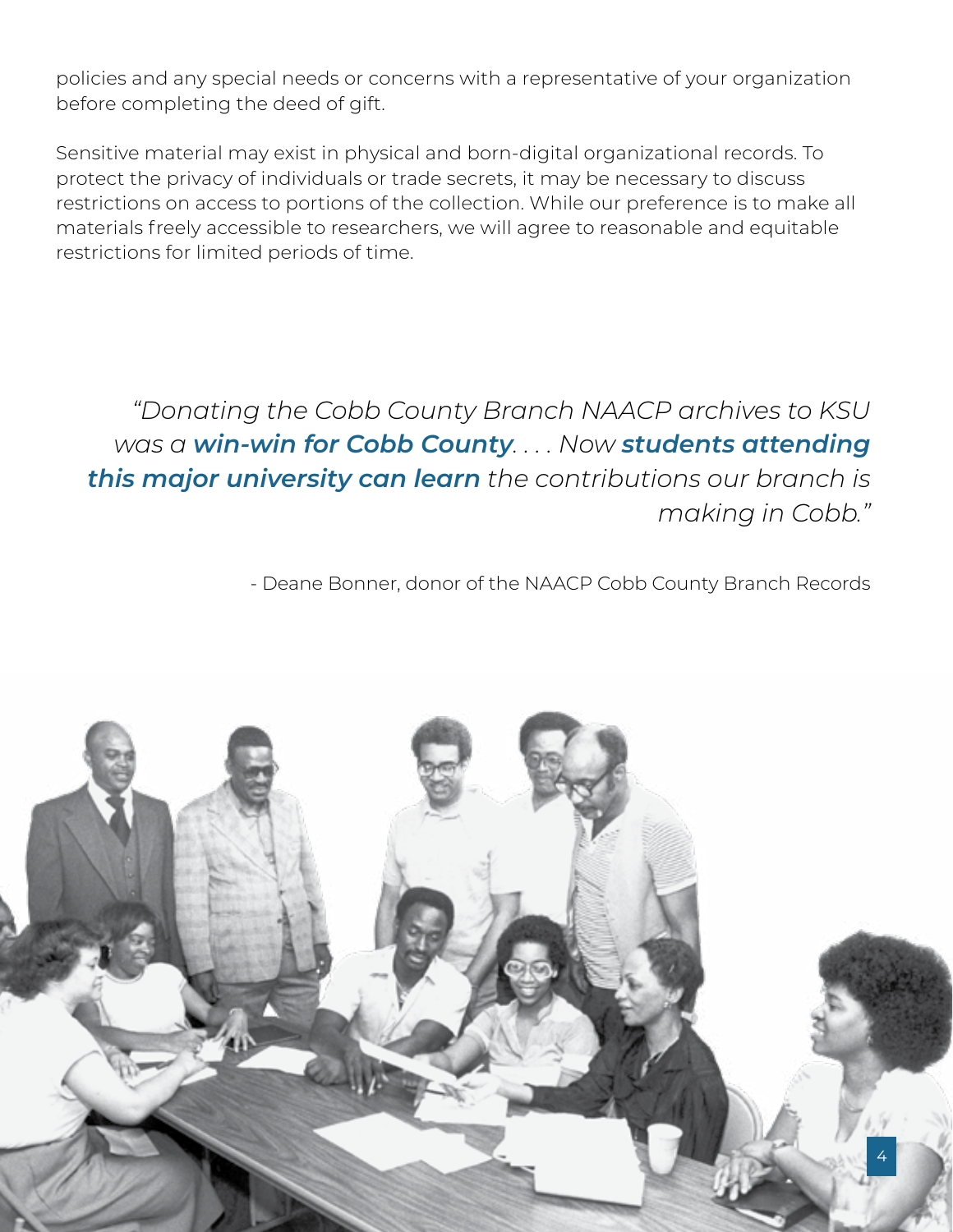policies and any special needs or concerns with a representative of your organization before completing the deed of gift.

Sensitive material may exist in physical and born-digital organizational records. To protect the privacy of individuals or trade secrets, it may be necessary to discuss restrictions on access to portions of the collection. While our preference is to make all materials freely accessible to researchers, we will agree to reasonable and equitable restrictions for limited periods of time.

> *"Donating the Cobb County Branch NAACP archives to KSU was a* ***win-win for Cobb County****. . . . Now* ***students attending this major university can learn*** *the contributions our branch is making in Cobb."*
>
> - Deane Bonner, donor of the NAACP Cobb County Branch Records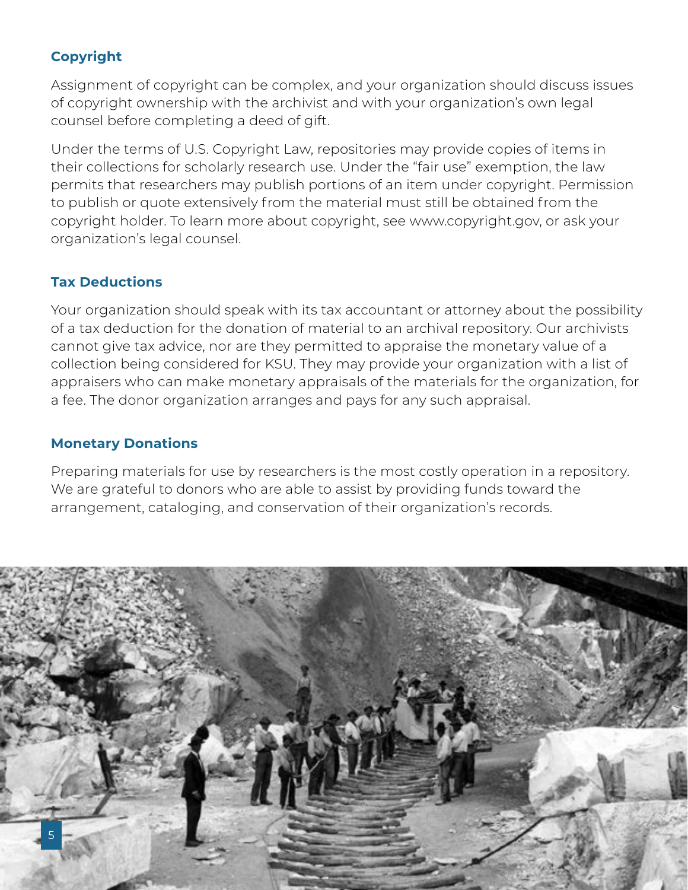## Copyright

Assignment of copyright can be complex, and your organization should discuss issues of copyright ownership with the archivist and with your organization's own legal counsel before completing a deed of gift.

Under the terms of U.S. Copyright Law, repositories may provide copies of items in their collections for scholarly research use. Under the "fair use" exemption, the law permits that researchers may publish portions of an item under copyright. Permission to publish or quote extensively from the material must still be obtained from the copyright holder. To learn more about copyright, see www.copyright.gov, or ask your organization's legal counsel.

## Tax Deductions

Your organization should speak with its tax accountant or attorney about the possibility of a tax deduction for the donation of material to an archival repository. Our archivists cannot give tax advice, nor are they permitted to appraise the monetary value of a collection being considered for KSU. They may provide your organization with a list of appraisers who can make monetary appraisals of the materials for the organization, for a fee. The donor organization arranges and pays for any such appraisal.

## Monetary Donations

Preparing materials for use by researchers is the most costly operation in a repository. We are grateful to donors who are able to assist by providing funds toward the arrangement, cataloging, and conservation of their organization's records.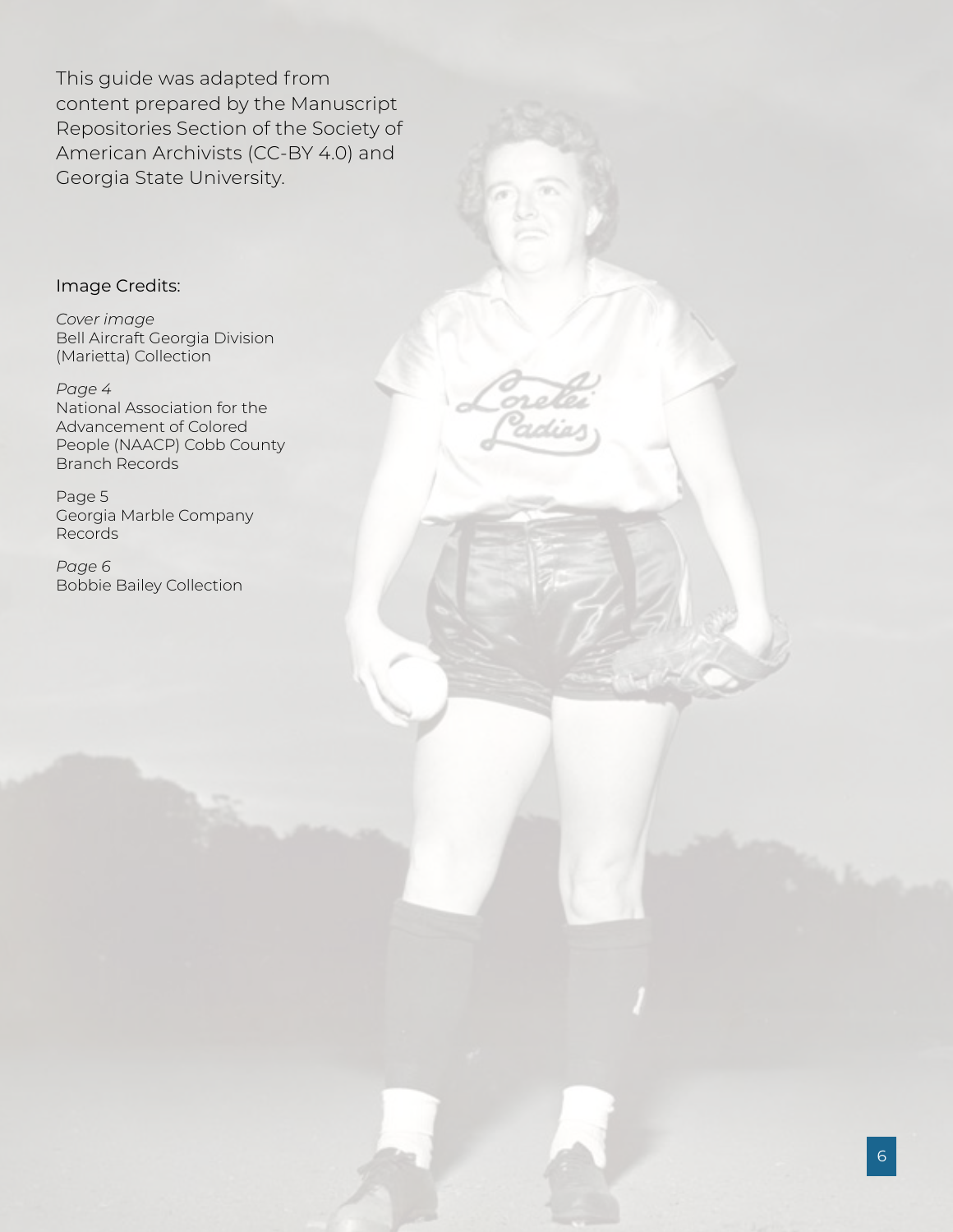This guide was adapted from content prepared by the Manuscript Repositories Section of the Society of American Archivists (CC-BY 4.0) and Georgia State University.

Image Credits:

*Cover image*
Bell Aircraft Georgia Division (Marietta) Collection

*Page 4*
National Association for the Advancement of Colored People (NAACP) Cobb County Branch Records

Page 5
Georgia Marble Company Records

*Page 6*
Bobbie Bailey Collection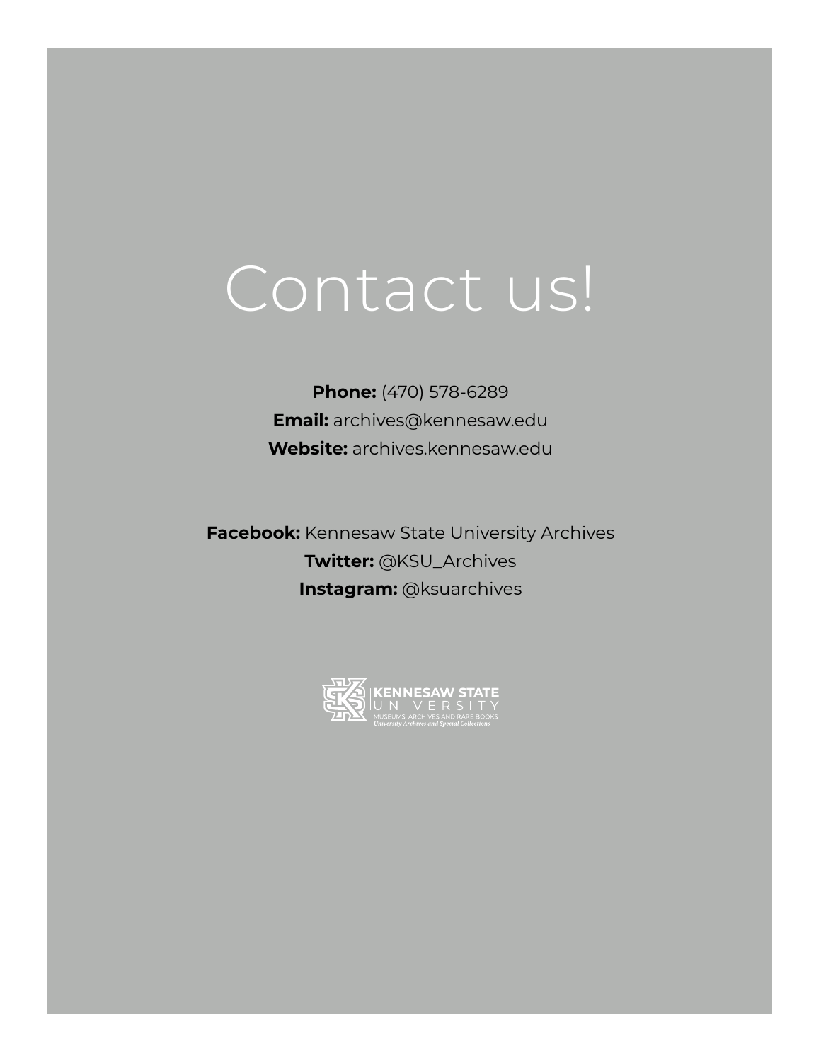# Contact us!

**Phone:** (470) 578-6289
**Email:** archives@kennesaw.edu
**Website:** archives.kennesaw.edu

**Facebook:** Kennesaw State University Archives
**Twitter:** @KSU_Archives
**Instagram:** @ksuarchives

KENNESAW STATE UNIVERSITY
MUSEUMS, ARCHIVES AND RARE BOOKS
*University Archives and Special Collections*